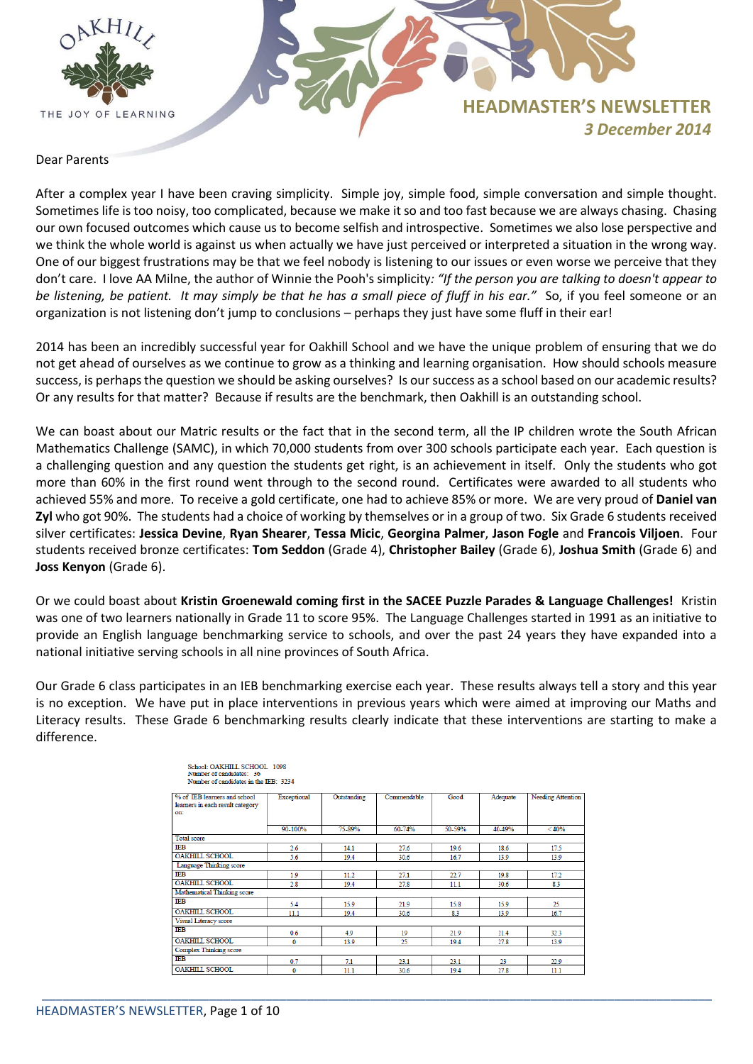OAKHILL

THE JOY OF LEARNING

# HEADMASTER'S NEWSLETTER

*3 December 2014*

Dear Parents

After a complex year I have been craving simplicity. Simple joy, simple food, simple conversation and simple thought. Sometimes life is too noisy, too complicated, because we make it so and too fast because we are always chasing. Chasing our own focused outcomes which cause us to become selfish and introspective. Sometimes we also lose perspective and we think the whole world is against us when actually we have just perceived or interpreted a situation in the wrong way. One of our biggest frustrations may be that we feel nobody is listening to our issues or even worse we perceive that they don't care. I love AA Milne, the author of Winnie the Pooh's simplicity: *"If the person you are talking to doesn't appear to be listening, be patient. It may simply be that he has a small piece of fluff in his ear."* So, if you feel someone or an organization is not listening don't jump to conclusions – perhaps they just have some fluff in their ear!

2014 has been an incredibly successful year for Oakhill School and we have the unique problem of ensuring that we do not get ahead of ourselves as we continue to grow as a thinking and learning organisation. How should schools measure success, is perhaps the question we should be asking ourselves? Is our success as a school based on our academic results? Or any results for that matter? Because if results are the benchmark, then Oakhill is an outstanding school.

We can boast about our Matric results or the fact that in the second term, all the IP children wrote the South African Mathematics Challenge (SAMC), in which 70,000 students from over 300 schools participate each year. Each question is a challenging question and any question the students get right, is an achievement in itself. Only the students who got more than 60% in the first round went through to the second round. Certificates were awarded to all students who achieved 55% and more. To receive a gold certificate, one had to achieve 85% or more. We are very proud of **Daniel van Zyl** who got 90%. The students had a choice of working by themselves or in a group of two. Six Grade 6 students received silver certificates: **Jessica Devine**, **Ryan Shearer**, **Tessa Micic**, **Georgina Palmer**, **Jason Fogle** and **Francois Viljoen**. Four students received bronze certificates: **Tom Seddon** (Grade 4), **Christopher Bailey** (Grade 6), **Joshua Smith** (Grade 6) and **Joss Kenyon** (Grade 6).

Or we could boast about **Kristin Groenewald coming first in the SACEE Puzzle Parades & Language Challenges!** Kristin was one of two learners nationally in Grade 11 to score 95%. The Language Challenges started in 1991 as an initiative to provide an English language benchmarking service to schools, and over the past 24 years they have expanded into a national initiative serving schools in all nine provinces of South Africa.

Our Grade 6 class participates in an IEB benchmarking exercise each year. These results always tell a story and this year is no exception. We have put in place interventions in previous years which were aimed at improving our Maths and Literacy results. These Grade 6 benchmarking results clearly indicate that these interventions are starting to make a difference.

School: OAKHILL SCHOOL 1098
Number of candidates: 36
Number of candidates in the IEB: 3234

| % of IEB learners and school learners in each result category on: | Exceptional | Outstanding | Commendable | Good | Adequate | Needing Attention |
|---|---|---|---|---|---|---|
| | 90-100% | 75-89% | 60-74% | 50-59% | 40-49% | < 40% |
| Total score | | | | | | |
| IEB | 2.6 | 14.1 | 27.6 | 19.6 | 18.6 | 17.5 |
| OAKHILL SCHOOL | 5.6 | 19.4 | 30.6 | 16.7 | 13.9 | 13.9 |
| Language Thinking score | | | | | | |
| IEB | 1.9 | 11.2 | 27.1 | 22.7 | 19.8 | 17.2 |
| OAKHILL SCHOOL | 2.8 | 19.4 | 27.8 | 11.1 | 30.6 | 8.3 |
| Mathematical Thinking score | | | | | | |
| IEB | 5.4 | 15.9 | 21.9 | 15.8 | 15.9 | 25 |
| OAKHILL SCHOOL | 11.1 | 19.4 | 30.6 | 8.3 | 13.9 | 16.7 |
| Visual Literacy score | | | | | | |
| IEB | 0.6 | 4.9 | 19 | 21.9 | 21.4 | 32.3 |
| OAKHILL SCHOOL | 0 | 13.9 | 25 | 19.4 | 27.8 | 13.9 |
| Complex Thinking score | | | | | | |
| IEB | 0.7 | 7.1 | 23.1 | 23.1 | 23 | 22.9 |
| OAKHILL SCHOOL | 0 | 11.1 | 30.6 | 19.4 | 27.8 | 11.1 |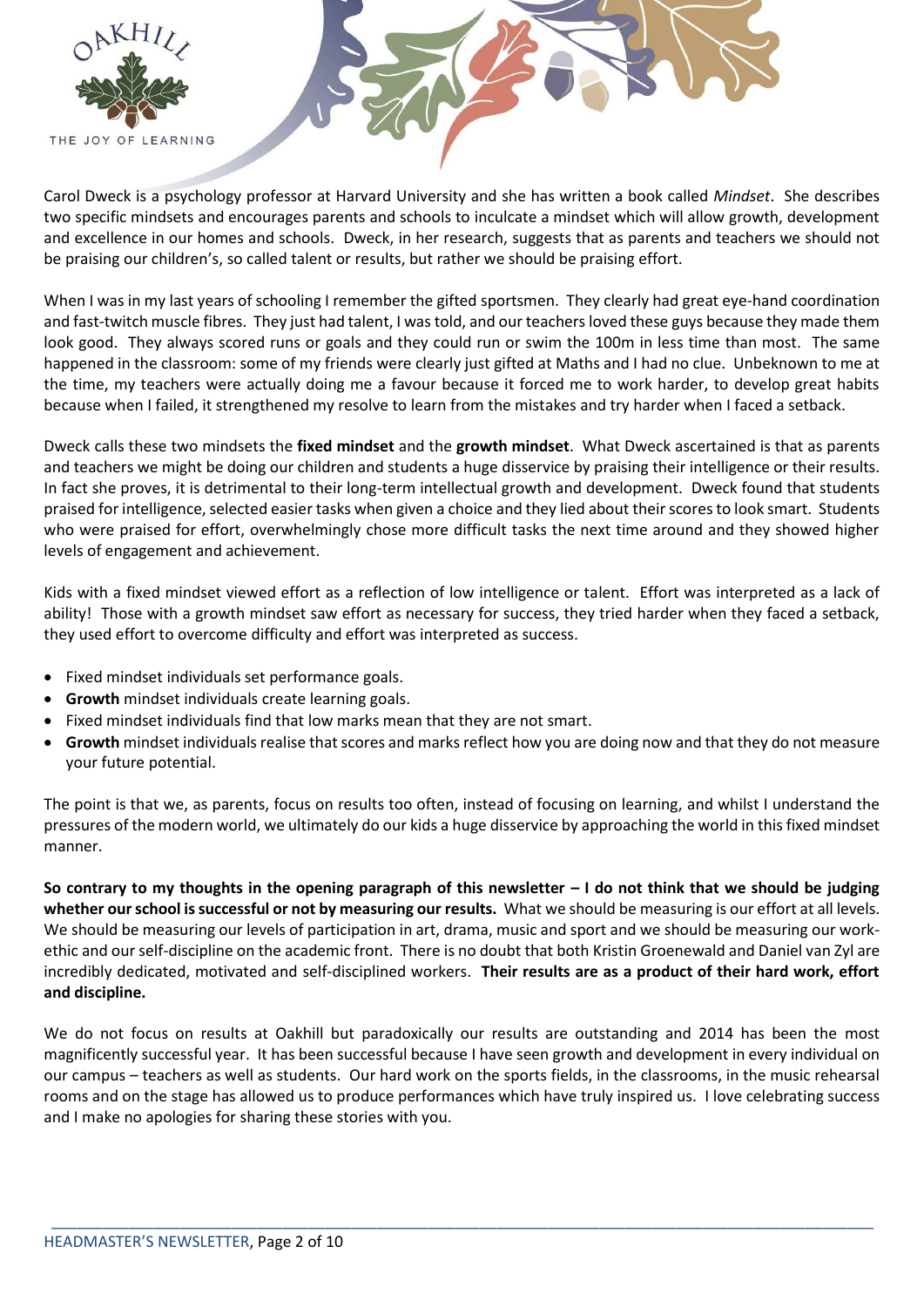Carol Dweck is a psychology professor at Harvard University and she has written a book called *Mindset*. She describes two specific mindsets and encourages parents and schools to inculcate a mindset which will allow growth, development and excellence in our homes and schools. Dweck, in her research, suggests that as parents and teachers we should not be praising our children's, so called talent or results, but rather we should be praising effort.

When I was in my last years of schooling I remember the gifted sportsmen. They clearly had great eye-hand coordination and fast-twitch muscle fibres. They just had talent, I was told, and our teachers loved these guys because they made them look good. They always scored runs or goals and they could run or swim the 100m in less time than most. The same happened in the classroom: some of my friends were clearly just gifted at Maths and I had no clue. Unbeknown to me at the time, my teachers were actually doing me a favour because it forced me to work harder, to develop great habits because when I failed, it strengthened my resolve to learn from the mistakes and try harder when I faced a setback.

Dweck calls these two mindsets the **fixed mindset** and the **growth mindset**. What Dweck ascertained is that as parents and teachers we might be doing our children and students a huge disservice by praising their intelligence or their results. In fact she proves, it is detrimental to their long-term intellectual growth and development. Dweck found that students praised for intelligence, selected easier tasks when given a choice and they lied about their scores to look smart. Students who were praised for effort, overwhelmingly chose more difficult tasks the next time around and they showed higher levels of engagement and achievement.

Kids with a fixed mindset viewed effort as a reflection of low intelligence or talent. Effort was interpreted as a lack of ability! Those with a growth mindset saw effort as necessary for success, they tried harder when they faced a setback, they used effort to overcome difficulty and effort was interpreted as success.

- Fixed mindset individuals set performance goals.
- **Growth** mindset individuals create learning goals.
- Fixed mindset individuals find that low marks mean that they are not smart.
- **Growth** mindset individuals realise that scores and marks reflect how you are doing now and that they do not measure your future potential.

The point is that we, as parents, focus on results too often, instead of focusing on learning, and whilst I understand the pressures of the modern world, we ultimately do our kids a huge disservice by approaching the world in this fixed mindset manner.

**So contrary to my thoughts in the opening paragraph of this newsletter – I do not think that we should be judging whether our school is successful or not by measuring our results.** What we should be measuring is our effort at all levels. We should be measuring our levels of participation in art, drama, music and sport and we should be measuring our work-ethic and our self-discipline on the academic front. There is no doubt that both Kristin Groenewald and Daniel van Zyl are incredibly dedicated, motivated and self-disciplined workers. **Their results are as a product of their hard work, effort and discipline.**

We do not focus on results at Oakhill but paradoxically our results are outstanding and 2014 has been the most magnificently successful year. It has been successful because I have seen growth and development in every individual on our campus – teachers as well as students. Our hard work on the sports fields, in the classrooms, in the music rehearsal rooms and on the stage has allowed us to produce performances which have truly inspired us. I love celebrating success and I make no apologies for sharing these stories with you.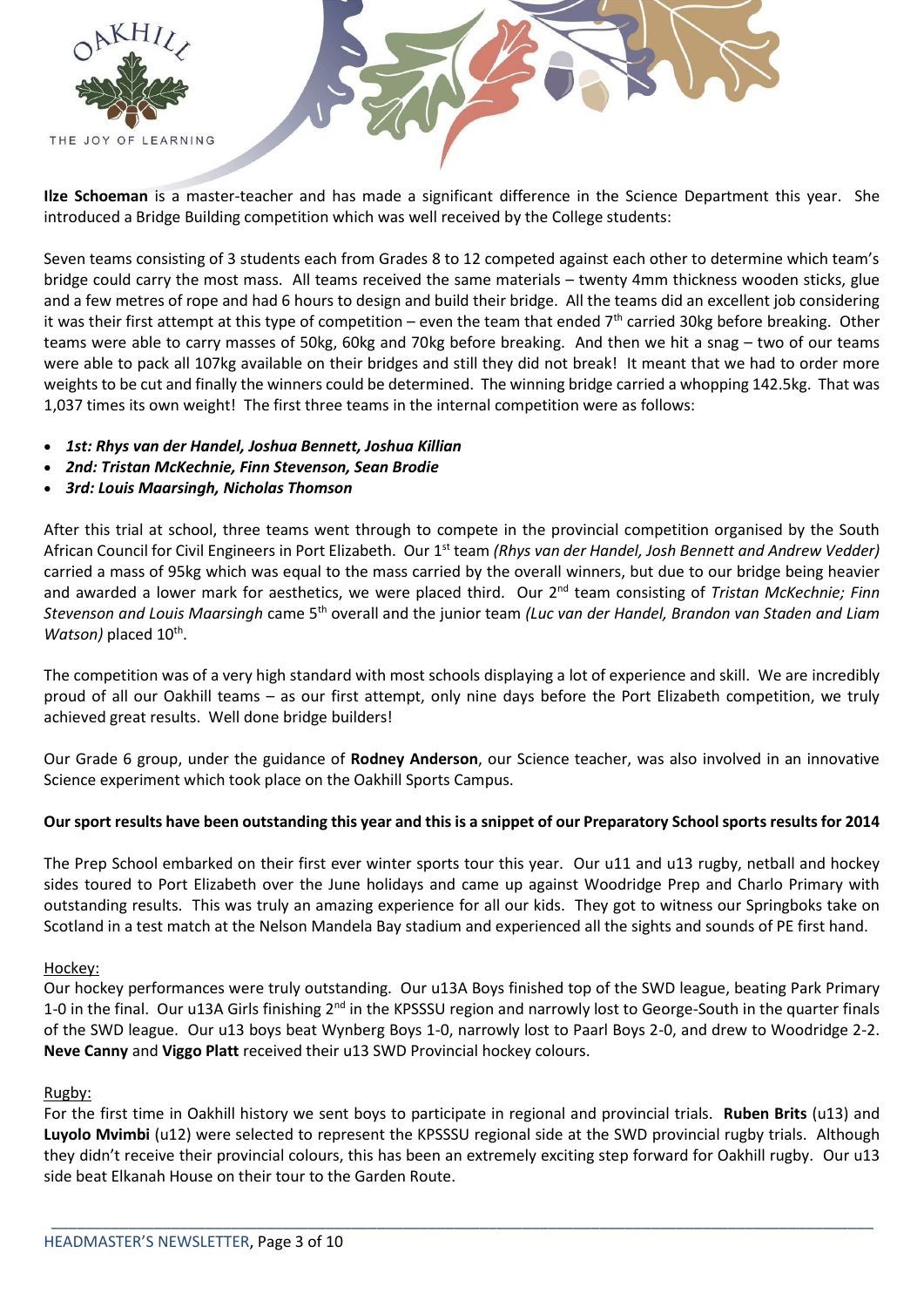**Ilze Schoeman** is a master-teacher and has made a significant difference in the Science Department this year. She introduced a Bridge Building competition which was well received by the College students:

Seven teams consisting of 3 students each from Grades 8 to 12 competed against each other to determine which team's bridge could carry the most mass. All teams received the same materials – twenty 4mm thickness wooden sticks, glue and a few metres of rope and had 6 hours to design and build their bridge. All the teams did an excellent job considering it was their first attempt at this type of competition – even the team that ended 7th carried 30kg before breaking. Other teams were able to carry masses of 50kg, 60kg and 70kg before breaking. And then we hit a snag – two of our teams were able to pack all 107kg available on their bridges and still they did not break! It meant that we had to order more weights to be cut and finally the winners could be determined. The winning bridge carried a whopping 142.5kg. That was 1,037 times its own weight! The first three teams in the internal competition were as follows:

- ***1st: Rhys van der Handel, Joshua Bennett, Joshua Killian***
- ***2nd: Tristan McKechnie, Finn Stevenson, Sean Brodie***
- ***3rd: Louis Maarsingh, Nicholas Thomson***

After this trial at school, three teams went through to compete in the provincial competition organised by the South African Council for Civil Engineers in Port Elizabeth. Our 1st team *(Rhys van der Handel, Josh Bennett and Andrew Vedder)* carried a mass of 95kg which was equal to the mass carried by the overall winners, but due to our bridge being heavier and awarded a lower mark for aesthetics, we were placed third. Our 2nd team consisting of *Tristan McKechnie; Finn Stevenson and Louis Maarsingh* came 5th overall and the junior team *(Luc van der Handel, Brandon van Staden and Liam Watson)* placed 10th.

The competition was of a very high standard with most schools displaying a lot of experience and skill. We are incredibly proud of all our Oakhill teams – as our first attempt, only nine days before the Port Elizabeth competition, we truly achieved great results. Well done bridge builders!

Our Grade 6 group, under the guidance of **Rodney Anderson**, our Science teacher, was also involved in an innovative Science experiment which took place on the Oakhill Sports Campus.

**Our sport results have been outstanding this year and this is a snippet of our Preparatory School sports results for 2014**

The Prep School embarked on their first ever winter sports tour this year. Our u11 and u13 rugby, netball and hockey sides toured to Port Elizabeth over the June holidays and came up against Woodridge Prep and Charlo Primary with outstanding results. This was truly an amazing experience for all our kids. They got to witness our Springboks take on Scotland in a test match at the Nelson Mandela Bay stadium and experienced all the sights and sounds of PE first hand.

Hockey:

Our hockey performances were truly outstanding. Our u13A Boys finished top of the SWD league, beating Park Primary 1-0 in the final. Our u13A Girls finishing 2nd in the KPSSSU region and narrowly lost to George-South in the quarter finals of the SWD league. Our u13 boys beat Wynberg Boys 1-0, narrowly lost to Paarl Boys 2-0, and drew to Woodridge 2-2. **Neve Canny** and **Viggo Platt** received their u13 SWD Provincial hockey colours.

Rugby:

For the first time in Oakhill history we sent boys to participate in regional and provincial trials. **Ruben Brits** (u13) and **Luyolo Mvimbi** (u12) were selected to represent the KPSSSU regional side at the SWD provincial rugby trials. Although they didn't receive their provincial colours, this has been an extremely exciting step forward for Oakhill rugby. Our u13 side beat Elkanah House on their tour to the Garden Route.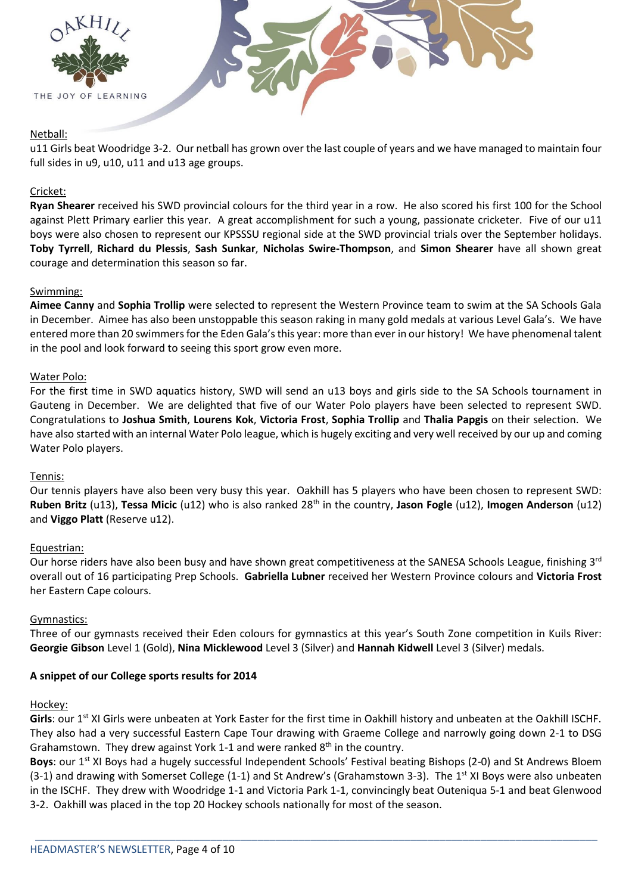Netball:

u11 Girls beat Woodridge 3-2. Our netball has grown over the last couple of years and we have managed to maintain four full sides in u9, u10, u11 and u13 age groups.

Cricket:

**Ryan Shearer** received his SWD provincial colours for the third year in a row. He also scored his first 100 for the School against Plett Primary earlier this year. A great accomplishment for such a young, passionate cricketer. Five of our u11 boys were also chosen to represent our KPSSSU regional side at the SWD provincial trials over the September holidays. **Toby Tyrrell**, **Richard du Plessis**, **Sash Sunkar**, **Nicholas Swire-Thompson**, and **Simon Shearer** have all shown great courage and determination this season so far.

Swimming:

**Aimee Canny** and **Sophia Trollip** were selected to represent the Western Province team to swim at the SA Schools Gala in December. Aimee has also been unstoppable this season raking in many gold medals at various Level Gala's. We have entered more than 20 swimmers for the Eden Gala's this year: more than ever in our history! We have phenomenal talent in the pool and look forward to seeing this sport grow even more.

Water Polo:

For the first time in SWD aquatics history, SWD will send an u13 boys and girls side to the SA Schools tournament in Gauteng in December. We are delighted that five of our Water Polo players have been selected to represent SWD. Congratulations to **Joshua Smith**, **Lourens Kok**, **Victoria Frost**, **Sophia Trollip** and **Thalia Papgis** on their selection. We have also started with an internal Water Polo league, which is hugely exciting and very well received by our up and coming Water Polo players.

Tennis:

Our tennis players have also been very busy this year. Oakhill has 5 players who have been chosen to represent SWD: **Ruben Britz** (u13), **Tessa Micic** (u12) who is also ranked 28th in the country, **Jason Fogle** (u12), **Imogen Anderson** (u12) and **Viggo Platt** (Reserve u12).

Equestrian:

Our horse riders have also been busy and have shown great competitiveness at the SANESA Schools League, finishing 3rd overall out of 16 participating Prep Schools. **Gabriella Lubner** received her Western Province colours and **Victoria Frost** her Eastern Cape colours.

Gymnastics:

Three of our gymnasts received their Eden colours for gymnastics at this year's South Zone competition in Kuils River: **Georgie Gibson** Level 1 (Gold), **Nina Micklewood** Level 3 (Silver) and **Hannah Kidwell** Level 3 (Silver) medals.

**A snippet of our College sports results for 2014**

Hockey:

**Girls**: our 1st XI Girls were unbeaten at York Easter for the first time in Oakhill history and unbeaten at the Oakhill ISCHF. They also had a very successful Eastern Cape Tour drawing with Graeme College and narrowly going down 2-1 to DSG Grahamstown. They drew against York 1-1 and were ranked 8th in the country.

**Boys**: our 1st XI Boys had a hugely successful Independent Schools' Festival beating Bishops (2-0) and St Andrews Bloem (3-1) and drawing with Somerset College (1-1) and St Andrew's (Grahamstown 3-3). The 1st XI Boys were also unbeaten in the ISCHF. They drew with Woodridge 1-1 and Victoria Park 1-1, convincingly beat Outeniqua 5-1 and beat Glenwood 3-2. Oakhill was placed in the top 20 Hockey schools nationally for most of the season.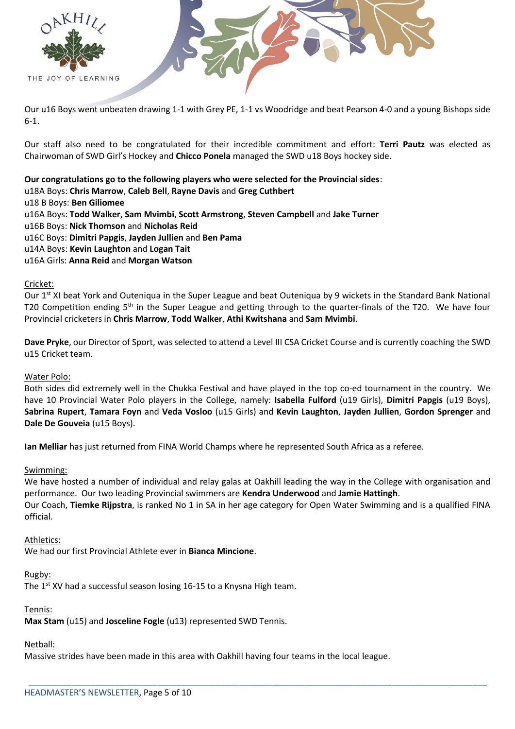Our u16 Boys went unbeaten drawing 1-1 with Grey PE, 1-1 vs Woodridge and beat Pearson 4-0 and a young Bishops side 6-1.

Our staff also need to be congratulated for their incredible commitment and effort: **Terri Pautz** was elected as Chairwoman of SWD Girl's Hockey and **Chicco Ponela** managed the SWD u18 Boys hockey side.

**Our congratulations go to the following players who were selected for the Provincial sides**:
u18A Boys: **Chris Marrow**, **Caleb Bell**, **Rayne Davis** and **Greg Cuthbert**
u18 B Boys: **Ben Giliomee**
u16A Boys: **Todd Walker**, **Sam Mvimbi**, **Scott Armstrong**, **Steven Campbell** and **Jake Turner**
u16B Boys: **Nick Thomson** and **Nicholas Reid**
u16C Boys: **Dimitri Papgis**, **Jayden Jullien** and **Ben Pama**
u14A Boys: **Kevin Laughton** and **Logan Tait**
u16A Girls: **Anna Reid** and **Morgan Watson**

Cricket:
Our 1st XI beat York and Outeniqua in the Super League and beat Outeniqua by 9 wickets in the Standard Bank National T20 Competition ending 5th in the Super League and getting through to the quarter-finals of the T20. We have four Provincial cricketers in **Chris Marrow**, **Todd Walker**, **Athi Kwitshana** and **Sam Mvimbi**.

**Dave Pryke**, our Director of Sport, was selected to attend a Level III CSA Cricket Course and is currently coaching the SWD u15 Cricket team.

Water Polo:
Both sides did extremely well in the Chukka Festival and have played in the top co-ed tournament in the country. We have 10 Provincial Water Polo players in the College, namely: **Isabella Fulford** (u19 Girls), **Dimitri Pappis** (u19 Boys), **Sabrina Rupert**, **Tamara Foyn** and **Veda Vosloo** (u15 Girls) and **Kevin Laughton**, **Jayden Jullien**, **Gordon Sprenger** and **Dale De Gouveia** (u15 Boys).

**Ian Melliar** has just returned from FINA World Champs where he represented South Africa as a referee.

Swimming:
We have hosted a number of individual and relay galas at Oakhill leading the way in the College with organisation and performance. Our two leading Provincial swimmers are **Kendra Underwood** and **Jamie Hattingh**.
Our Coach, **Tiemke Rijpstra**, is ranked No 1 in SA in her age category for Open Water Swimming and is a qualified FINA official.

Athletics:
We had our first Provincial Athlete ever in **Bianca Mincione**.

Rugby:
The 1st XV had a successful season losing 16-15 to a Knysna High team.

Tennis:
**Max Stam** (u15) and **Josceline Fogle** (u13) represented SWD Tennis.

Netball:
Massive strides have been made in this area with Oakhill having four teams in the local league.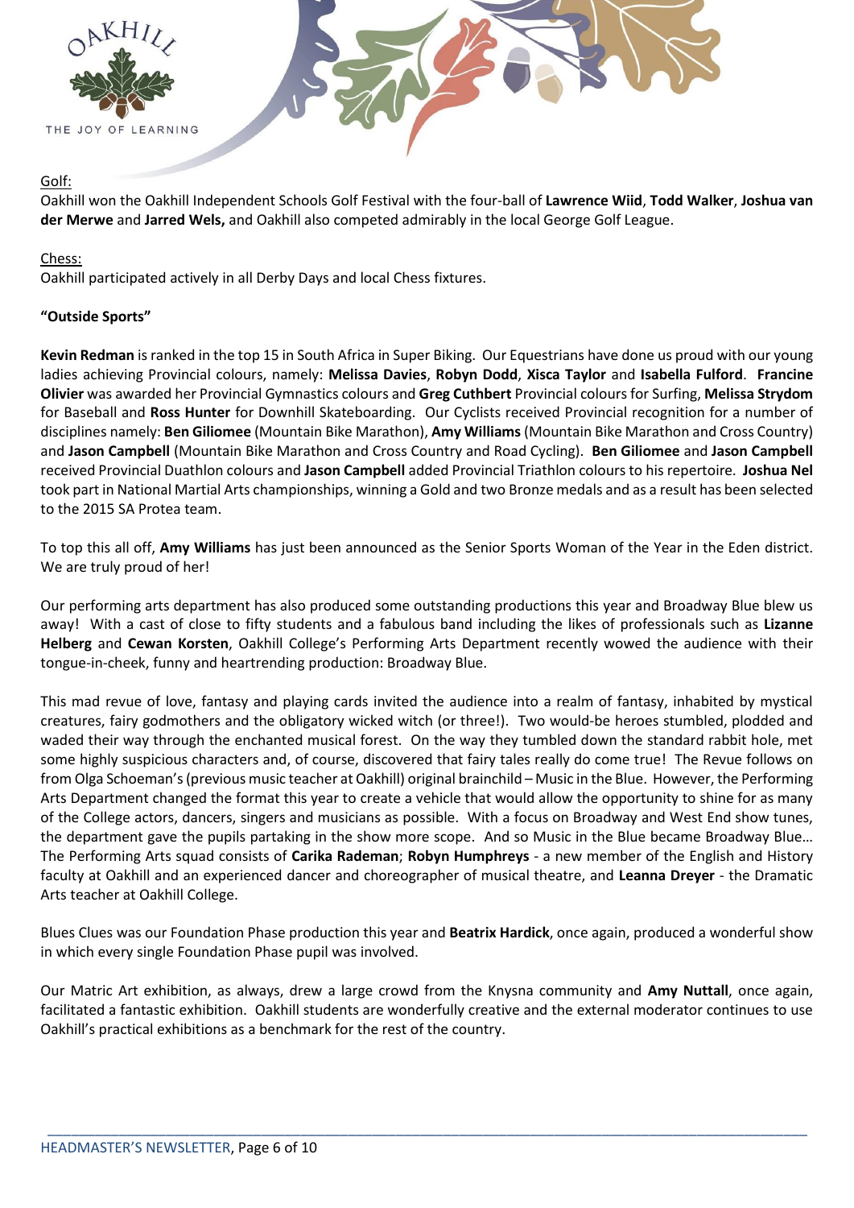Golf:

Oakhill won the Oakhill Independent Schools Golf Festival with the four-ball of **Lawrence Wiid**, **Todd Walker**, **Joshua van der Merwe** and **Jarred Wels,** and Oakhill also competed admirably in the local George Golf League.

Chess:

Oakhill participated actively in all Derby Days and local Chess fixtures.

**"Outside Sports"**

**Kevin Redman** is ranked in the top 15 in South Africa in Super Biking. Our Equestrians have done us proud with our young ladies achieving Provincial colours, namely: **Melissa Davies**, **Robyn Dodd**, **Xisca Taylor** and **Isabella Fulford**. **Francine Olivier** was awarded her Provincial Gymnastics colours and **Greg Cuthbert** Provincial colours for Surfing, **Melissa Strydom** for Baseball and **Ross Hunter** for Downhill Skateboarding. Our Cyclists received Provincial recognition for a number of disciplines namely: **Ben Giliomee** (Mountain Bike Marathon), **Amy Williams** (Mountain Bike Marathon and Cross Country) and **Jason Campbell** (Mountain Bike Marathon and Cross Country and Road Cycling). **Ben Giliomee** and **Jason Campbell** received Provincial Duathlon colours and **Jason Campbell** added Provincial Triathlon colours to his repertoire. **Joshua Nel** took part in National Martial Arts championships, winning a Gold and two Bronze medals and as a result has been selected to the 2015 SA Protea team.

To top this all off, **Amy Williams** has just been announced as the Senior Sports Woman of the Year in the Eden district. We are truly proud of her!

Our performing arts department has also produced some outstanding productions this year and Broadway Blue blew us away! With a cast of close to fifty students and a fabulous band including the likes of professionals such as **Lizanne Helberg** and **Cewan Korsten**, Oakhill College's Performing Arts Department recently wowed the audience with their tongue-in-cheek, funny and heartrending production: Broadway Blue.

This mad revue of love, fantasy and playing cards invited the audience into a realm of fantasy, inhabited by mystical creatures, fairy godmothers and the obligatory wicked witch (or three!). Two would-be heroes stumbled, plodded and waded their way through the enchanted musical forest. On the way they tumbled down the standard rabbit hole, met some highly suspicious characters and, of course, discovered that fairy tales really do come true! The Revue follows on from Olga Schoeman's (previous music teacher at Oakhill) original brainchild – Music in the Blue. However, the Performing Arts Department changed the format this year to create a vehicle that would allow the opportunity to shine for as many of the College actors, dancers, singers and musicians as possible. With a focus on Broadway and West End show tunes, the department gave the pupils partaking in the show more scope. And so Music in the Blue became Broadway Blue… The Performing Arts squad consists of **Carika Rademan**; **Robyn Humphreys** - a new member of the English and History faculty at Oakhill and an experienced dancer and choreographer of musical theatre, and **Leanna Dreyer** - the Dramatic Arts teacher at Oakhill College.

Blues Clues was our Foundation Phase production this year and **Beatrix Hardick**, once again, produced a wonderful show in which every single Foundation Phase pupil was involved.

Our Matric Art exhibition, as always, drew a large crowd from the Knysna community and **Amy Nuttall**, once again, facilitated a fantastic exhibition. Oakhill students are wonderfully creative and the external moderator continues to use Oakhill's practical exhibitions as a benchmark for the rest of the country.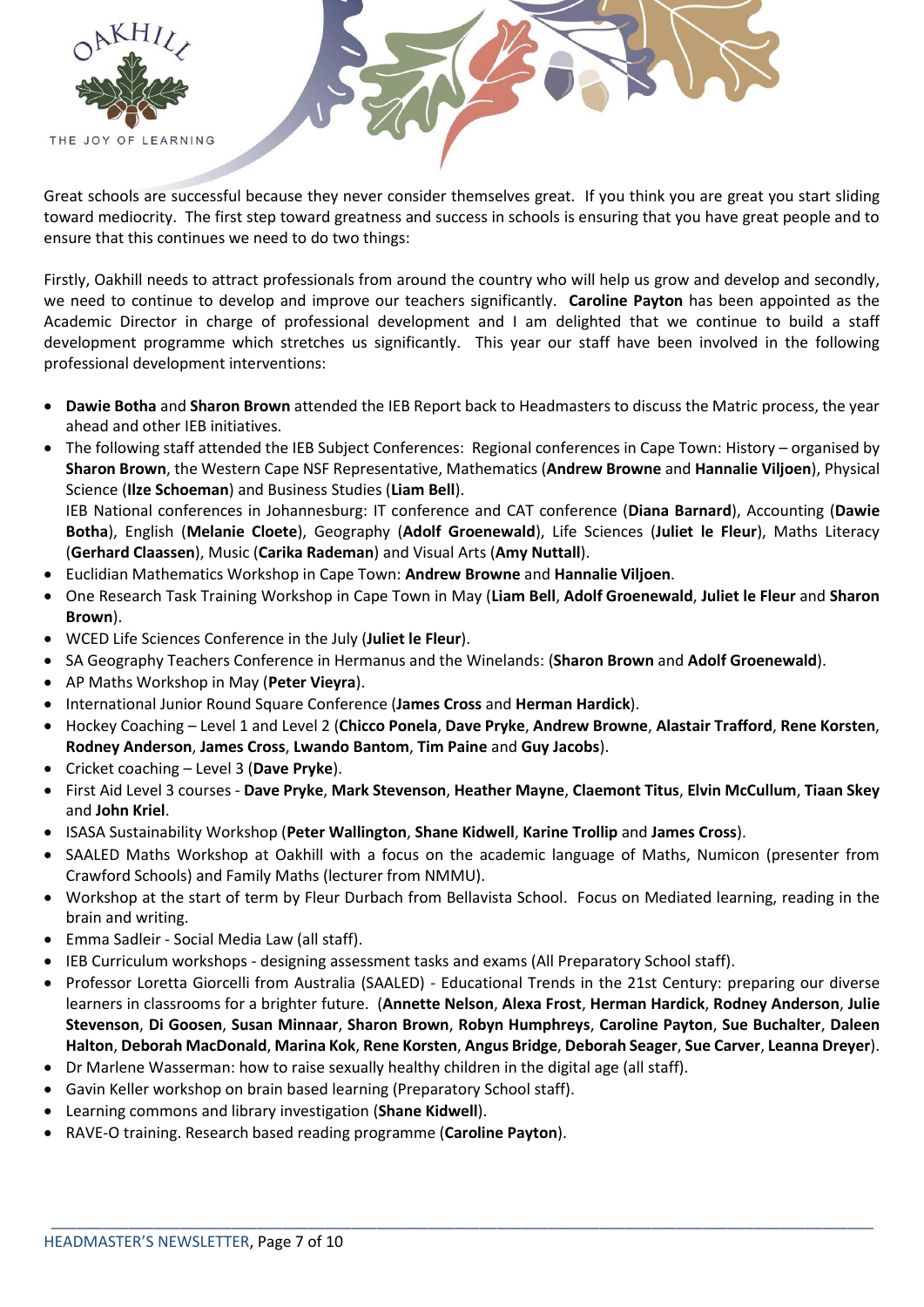Great schools are successful because they never consider themselves great. If you think you are great you start sliding toward mediocrity. The first step toward greatness and success in schools is ensuring that you have great people and to ensure that this continues we need to do two things:

Firstly, Oakhill needs to attract professionals from around the country who will help us grow and develop and secondly, we need to continue to develop and improve our teachers significantly. **Caroline Payton** has been appointed as the Academic Director in charge of professional development and I am delighted that we continue to build a staff development programme which stretches us significantly. This year our staff have been involved in the following professional development interventions:

- **Dawie Botha** and **Sharon Brown** attended the IEB Report back to Headmasters to discuss the Matric process, the year ahead and other IEB initiatives.
- The following staff attended the IEB Subject Conferences: Regional conferences in Cape Town: History – organised by **Sharon Brown**, the Western Cape NSF Representative, Mathematics (**Andrew Browne** and **Hannalie Viljoen**), Physical Science (**Ilze Schoeman**) and Business Studies (**Liam Bell**).
  IEB National conferences in Johannesburg: IT conference and CAT conference (**Diana Barnard**), Accounting (**Dawie Botha**), English (**Melanie Cloete**), Geography (**Adolf Groenewald**), Life Sciences (**Juliet le Fleur**), Maths Literacy (**Gerhard Claassen**), Music (**Carika Rademan**) and Visual Arts (**Amy Nuttall**).
- Euclidian Mathematics Workshop in Cape Town: **Andrew Browne** and **Hannalie Viljoen**.
- One Research Task Training Workshop in Cape Town in May (**Liam Bell**, **Adolf Groenewald**, **Juliet le Fleur** and **Sharon Brown**).
- WCED Life Sciences Conference in the July (**Juliet le Fleur**).
- SA Geography Teachers Conference in Hermanus and the Winelands: (**Sharon Brown** and **Adolf Groenewald**).
- AP Maths Workshop in May (**Peter Vieyra**).
- International Junior Round Square Conference (**James Cross** and **Herman Hardick**).
- Hockey Coaching – Level 1 and Level 2 (**Chicco Ponela**, **Dave Pryke**, **Andrew Browne**, **Alastair Trafford**, **Rene Korsten**, **Rodney Anderson**, **James Cross**, **Lwando Bantom**, **Tim Paine** and **Guy Jacobs**).
- Cricket coaching – Level 3 (**Dave Pryke**).
- First Aid Level 3 courses - **Dave Pryke**, **Mark Stevenson**, **Heather Mayne**, **Claemont Titus**, **Elvin McCullum**, **Tiaan Skey** and **John Kriel**.
- ISASA Sustainability Workshop (**Peter Wallington**, **Shane Kidwell**, **Karine Trollip** and **James Cross**).
- SAALED Maths Workshop at Oakhill with a focus on the academic language of Maths, Numicon (presenter from Crawford Schools) and Family Maths (lecturer from NMMU).
- Workshop at the start of term by Fleur Durbach from Bellavista School. Focus on Mediated learning, reading in the brain and writing.
- Emma Sadleir - Social Media Law (all staff).
- IEB Curriculum workshops - designing assessment tasks and exams (All Preparatory School staff).
- Professor Loretta Giorcelli from Australia (SAALED) - Educational Trends in the 21st Century: preparing our diverse learners in classrooms for a brighter future. (**Annette Nelson**, **Alexa Frost**, **Herman Hardick**, **Rodney Anderson**, **Julie Stevenson**, **Di Goosen**, **Susan Minnaar**, **Sharon Brown**, **Robyn Humphreys**, **Caroline Payton**, **Sue Buchalter**, **Daleen Halton**, **Deborah MacDonald**, **Marina Kok**, **Rene Korsten**, **Angus Bridge**, **Deborah Seager**, **Sue Carver**, **Leanna Dreyer**).
- Dr Marlene Wasserman: how to raise sexually healthy children in the digital age (all staff).
- Gavin Keller workshop on brain based learning (Preparatory School staff).
- Learning commons and library investigation (**Shane Kidwell**).
- RAVE-O training. Research based reading programme (**Caroline Payton**).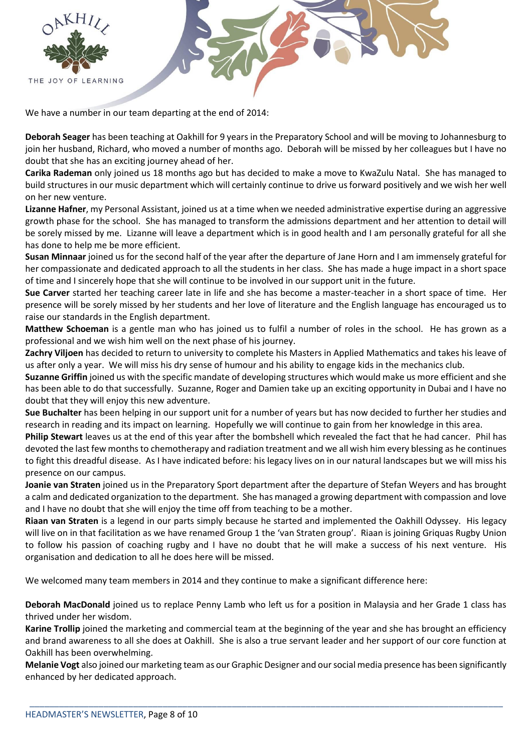We have a number in our team departing at the end of 2014:

**Deborah Seager** has been teaching at Oakhill for 9 years in the Preparatory School and will be moving to Johannesburg to join her husband, Richard, who moved a number of months ago. Deborah will be missed by her colleagues but I have no doubt that she has an exciting journey ahead of her.

**Carika Rademan** only joined us 18 months ago but has decided to make a move to KwaZulu Natal. She has managed to build structures in our music department which will certainly continue to drive us forward positively and we wish her well on her new venture.

**Lizanne Hafner**, my Personal Assistant, joined us at a time when we needed administrative expertise during an aggressive growth phase for the school. She has managed to transform the admissions department and her attention to detail will be sorely missed by me. Lizanne will leave a department which is in good health and I am personally grateful for all she has done to help me be more efficient.

**Susan Minnaar** joined us for the second half of the year after the departure of Jane Horn and I am immensely grateful for her compassionate and dedicated approach to all the students in her class. She has made a huge impact in a short space of time and I sincerely hope that she will continue to be involved in our support unit in the future.

**Sue Carver** started her teaching career late in life and she has become a master-teacher in a short space of time. Her presence will be sorely missed by her students and her love of literature and the English language has encouraged us to raise our standards in the English department.

**Matthew Schoeman** is a gentle man who has joined us to fulfil a number of roles in the school. He has grown as a professional and we wish him well on the next phase of his journey.

**Zachry Viljoen** has decided to return to university to complete his Masters in Applied Mathematics and takes his leave of us after only a year. We will miss his dry sense of humour and his ability to engage kids in the mechanics club.

**Suzanne Griffin** joined us with the specific mandate of developing structures which would make us more efficient and she has been able to do that successfully. Suzanne, Roger and Damien take up an exciting opportunity in Dubai and I have no doubt that they will enjoy this new adventure.

**Sue Buchalter** has been helping in our support unit for a number of years but has now decided to further her studies and research in reading and its impact on learning. Hopefully we will continue to gain from her knowledge in this area.

**Philip Stewart** leaves us at the end of this year after the bombshell which revealed the fact that he had cancer. Phil has devoted the last few months to chemotherapy and radiation treatment and we all wish him every blessing as he continues to fight this dreadful disease. As I have indicated before: his legacy lives on in our natural landscapes but we will miss his presence on our campus.

**Joanie van Straten** joined us in the Preparatory Sport department after the departure of Stefan Weyers and has brought a calm and dedicated organization to the department. She has managed a growing department with compassion and love and I have no doubt that she will enjoy the time off from teaching to be a mother.

**Riaan van Straten** is a legend in our parts simply because he started and implemented the Oakhill Odyssey. His legacy will live on in that facilitation as we have renamed Group 1 the 'van Straten group'. Riaan is joining Griquas Rugby Union to follow his passion of coaching rugby and I have no doubt that he will make a success of his next venture. His organisation and dedication to all he does here will be missed.

We welcomed many team members in 2014 and they continue to make a significant difference here:

**Deborah MacDonald** joined us to replace Penny Lamb who left us for a position in Malaysia and her Grade 1 class has thrived under her wisdom.

**Karine Trollip** joined the marketing and commercial team at the beginning of the year and she has brought an efficiency and brand awareness to all she does at Oakhill. She is also a true servant leader and her support of our core function at Oakhill has been overwhelming.

**Melanie Vogt** also joined our marketing team as our Graphic Designer and our social media presence has been significantly enhanced by her dedicated approach.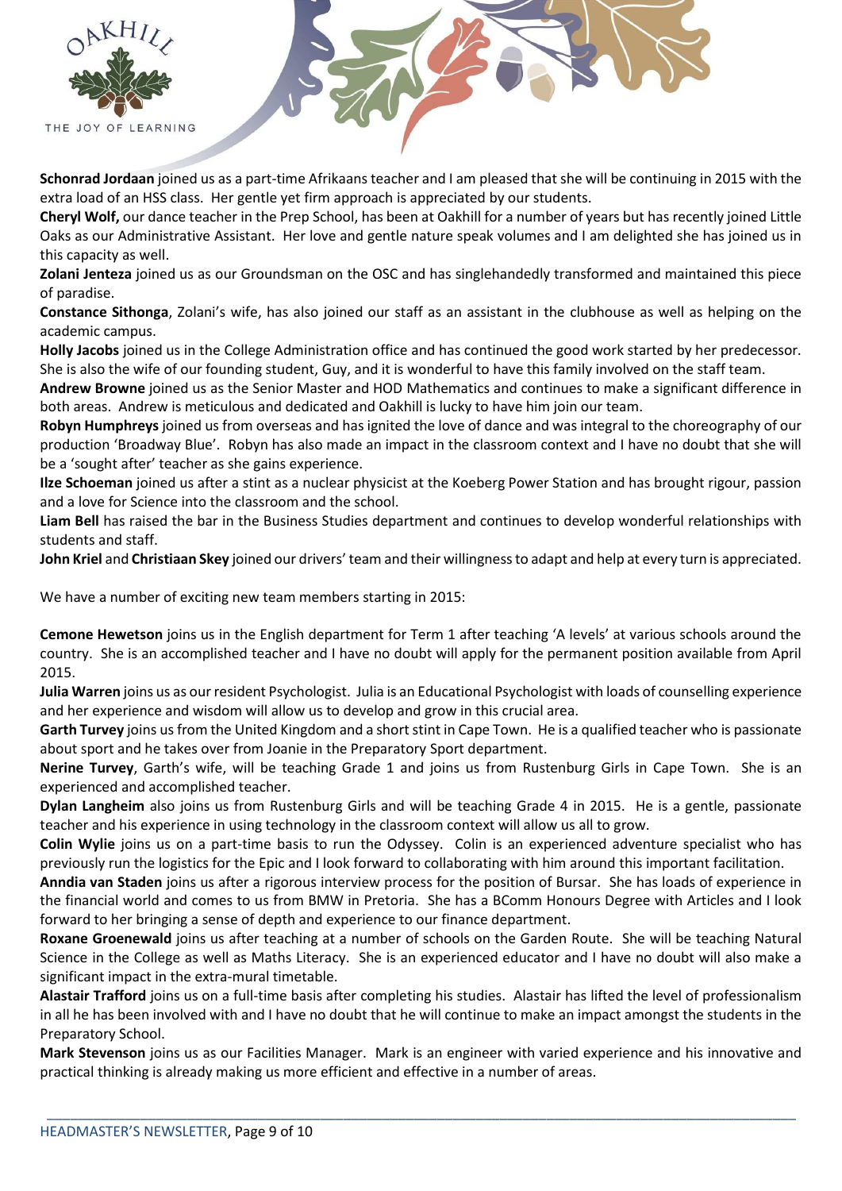**Schonrad Jordaan** joined us as a part-time Afrikaans teacher and I am pleased that she will be continuing in 2015 with the extra load of an HSS class. Her gentle yet firm approach is appreciated by our students.

**Cheryl Wolf,** our dance teacher in the Prep School, has been at Oakhill for a number of years but has recently joined Little Oaks as our Administrative Assistant. Her love and gentle nature speak volumes and I am delighted she has joined us in this capacity as well.

**Zolani Jenteza** joined us as our Groundsman on the OSC and has singlehandedly transformed and maintained this piece of paradise.

**Constance Sithonga**, Zolani's wife, has also joined our staff as an assistant in the clubhouse as well as helping on the academic campus.

**Holly Jacobs** joined us in the College Administration office and has continued the good work started by her predecessor. She is also the wife of our founding student, Guy, and it is wonderful to have this family involved on the staff team.

**Andrew Browne** joined us as the Senior Master and HOD Mathematics and continues to make a significant difference in both areas. Andrew is meticulous and dedicated and Oakhill is lucky to have him join our team.

**Robyn Humphreys** joined us from overseas and has ignited the love of dance and was integral to the choreography of our production 'Broadway Blue'. Robyn has also made an impact in the classroom context and I have no doubt that she will be a 'sought after' teacher as she gains experience.

**Ilze Schoeman** joined us after a stint as a nuclear physicist at the Koeberg Power Station and has brought rigour, passion and a love for Science into the classroom and the school.

**Liam Bell** has raised the bar in the Business Studies department and continues to develop wonderful relationships with students and staff.

**John Kriel** and **Christiaan Skey** joined our drivers' team and their willingness to adapt and help at every turn is appreciated.

We have a number of exciting new team members starting in 2015:

**Cemone Hewetson** joins us in the English department for Term 1 after teaching 'A levels' at various schools around the country. She is an accomplished teacher and I have no doubt will apply for the permanent position available from April 2015.

**Julia Warren** joins us as our resident Psychologist. Julia is an Educational Psychologist with loads of counselling experience and her experience and wisdom will allow us to develop and grow in this crucial area.

**Garth Turvey** joins us from the United Kingdom and a short stint in Cape Town. He is a qualified teacher who is passionate about sport and he takes over from Joanie in the Preparatory Sport department.

**Nerine Turvey**, Garth's wife, will be teaching Grade 1 and joins us from Rustenburg Girls in Cape Town. She is an experienced and accomplished teacher.

**Dylan Langheim** also joins us from Rustenburg Girls and will be teaching Grade 4 in 2015. He is a gentle, passionate teacher and his experience in using technology in the classroom context will allow us all to grow.

**Colin Wylie** joins us on a part-time basis to run the Odyssey. Colin is an experienced adventure specialist who has previously run the logistics for the Epic and I look forward to collaborating with him around this important facilitation.

**Anndia van Staden** joins us after a rigorous interview process for the position of Bursar. She has loads of experience in the financial world and comes to us from BMW in Pretoria. She has a BComm Honours Degree with Articles and I look forward to her bringing a sense of depth and experience to our finance department.

**Roxane Groenewald** joins us after teaching at a number of schools on the Garden Route. She will be teaching Natural Science in the College as well as Maths Literacy. She is an experienced educator and I have no doubt will also make a significant impact in the extra-mural timetable.

**Alastair Trafford** joins us on a full-time basis after completing his studies. Alastair has lifted the level of professionalism in all he has been involved with and I have no doubt that he will continue to make an impact amongst the students in the Preparatory School.

**Mark Stevenson** joins us as our Facilities Manager. Mark is an engineer with varied experience and his innovative and practical thinking is already making us more efficient and effective in a number of areas.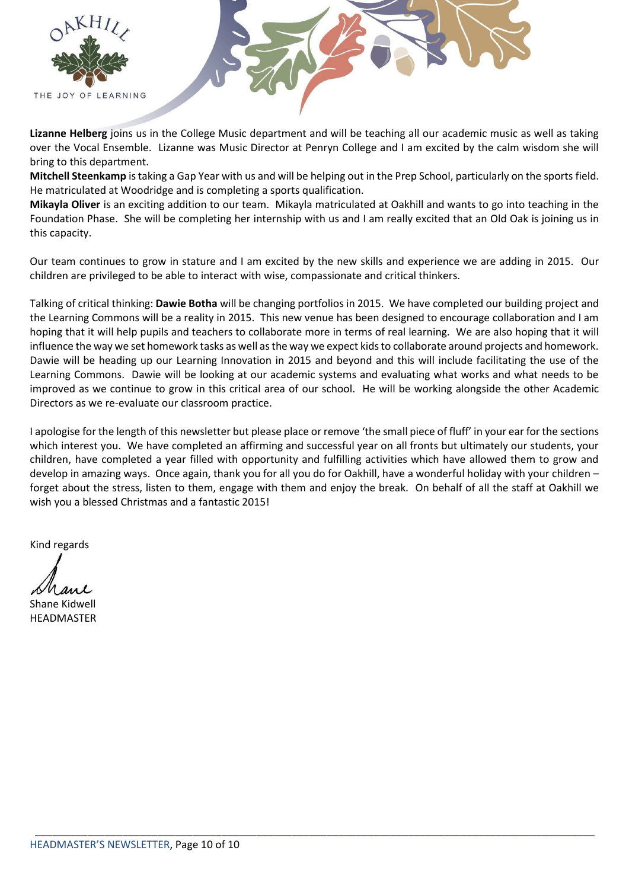**Lizanne Helberg** joins us in the College Music department and will be teaching all our academic music as well as taking over the Vocal Ensemble. Lizanne was Music Director at Penryn College and I am excited by the calm wisdom she will bring to this department.

**Mitchell Steenkamp** is taking a Gap Year with us and will be helping out in the Prep School, particularly on the sports field. He matriculated at Woodridge and is completing a sports qualification.

**Mikayla Oliver** is an exciting addition to our team. Mikayla matriculated at Oakhill and wants to go into teaching in the Foundation Phase. She will be completing her internship with us and I am really excited that an Old Oak is joining us in this capacity.

Our team continues to grow in stature and I am excited by the new skills and experience we are adding in 2015. Our children are privileged to be able to interact with wise, compassionate and critical thinkers.

Talking of critical thinking: **Dawie Botha** will be changing portfolios in 2015. We have completed our building project and the Learning Commons will be a reality in 2015. This new venue has been designed to encourage collaboration and I am hoping that it will help pupils and teachers to collaborate more in terms of real learning. We are also hoping that it will influence the way we set homework tasks as well as the way we expect kids to collaborate around projects and homework. Dawie will be heading up our Learning Innovation in 2015 and beyond and this will include facilitating the use of the Learning Commons. Dawie will be looking at our academic systems and evaluating what works and what needs to be improved as we continue to grow in this critical area of our school. He will be working alongside the other Academic Directors as we re-evaluate our classroom practice.

I apologise for the length of this newsletter but please place or remove 'the small piece of fluff' in your ear for the sections which interest you. We have completed an affirming and successful year on all fronts but ultimately our students, your children, have completed a year filled with opportunity and fulfilling activities which have allowed them to grow and develop in amazing ways. Once again, thank you for all you do for Oakhill, have a wonderful holiday with your children – forget about the stress, listen to them, engage with them and enjoy the break. On behalf of all the staff at Oakhill we wish you a blessed Christmas and a fantastic 2015!

Kind regards

Shane

Shane Kidwell
HEADMASTER